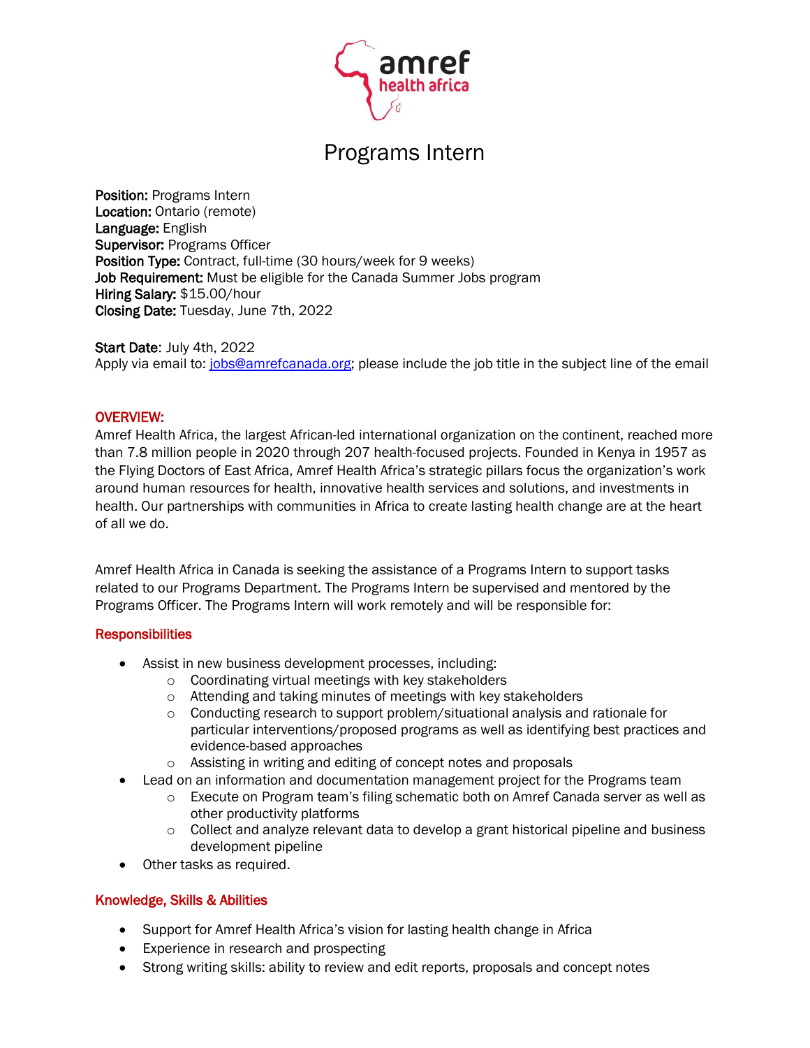# Programs Intern

**Position:** Programs Intern
**Location:** Ontario (remote)
**Language:** English
**Supervisor:** Programs Officer
**Position Type:** Contract, full-time (30 hours/week for 9 weeks)
**Job Requirement:** Must be eligible for the Canada Summer Jobs program
**Hiring Salary:** $15.00/hour
**Closing Date:** Tuesday, June 7th, 2022

**Start Date**: July 4th, 2022
Apply via email to: jobs@amrefcanada.org; please include the job title in the subject line of the email

## OVERVIEW:

Amref Health Africa, the largest African-led international organization on the continent, reached more than 7.8 million people in 2020 through 207 health-focused projects. Founded in Kenya in 1957 as the Flying Doctors of East Africa, Amref Health Africa's strategic pillars focus the organization's work around human resources for health, innovative health services and solutions, and investments in health. Our partnerships with communities in Africa to create lasting health change are at the heart of all we do.

Amref Health Africa in Canada is seeking the assistance of a Programs Intern to support tasks related to our Programs Department. The Programs Intern be supervised and mentored by the Programs Officer. The Programs Intern will work remotely and will be responsible for:

## Responsibilities

- Assist in new business development processes, including:
  - Coordinating virtual meetings with key stakeholders
  - Attending and taking minutes of meetings with key stakeholders
  - Conducting research to support problem/situational analysis and rationale for particular interventions/proposed programs as well as identifying best practices and evidence-based approaches
  - Assisting in writing and editing of concept notes and proposals
- Lead on an information and documentation management project for the Programs team
  - Execute on Program team's filing schematic both on Amref Canada server as well as other productivity platforms
  - Collect and analyze relevant data to develop a grant historical pipeline and business development pipeline
- Other tasks as required.

## Knowledge, Skills & Abilities

- Support for Amref Health Africa's vision for lasting health change in Africa
- Experience in research and prospecting
- Strong writing skills: ability to review and edit reports, proposals and concept notes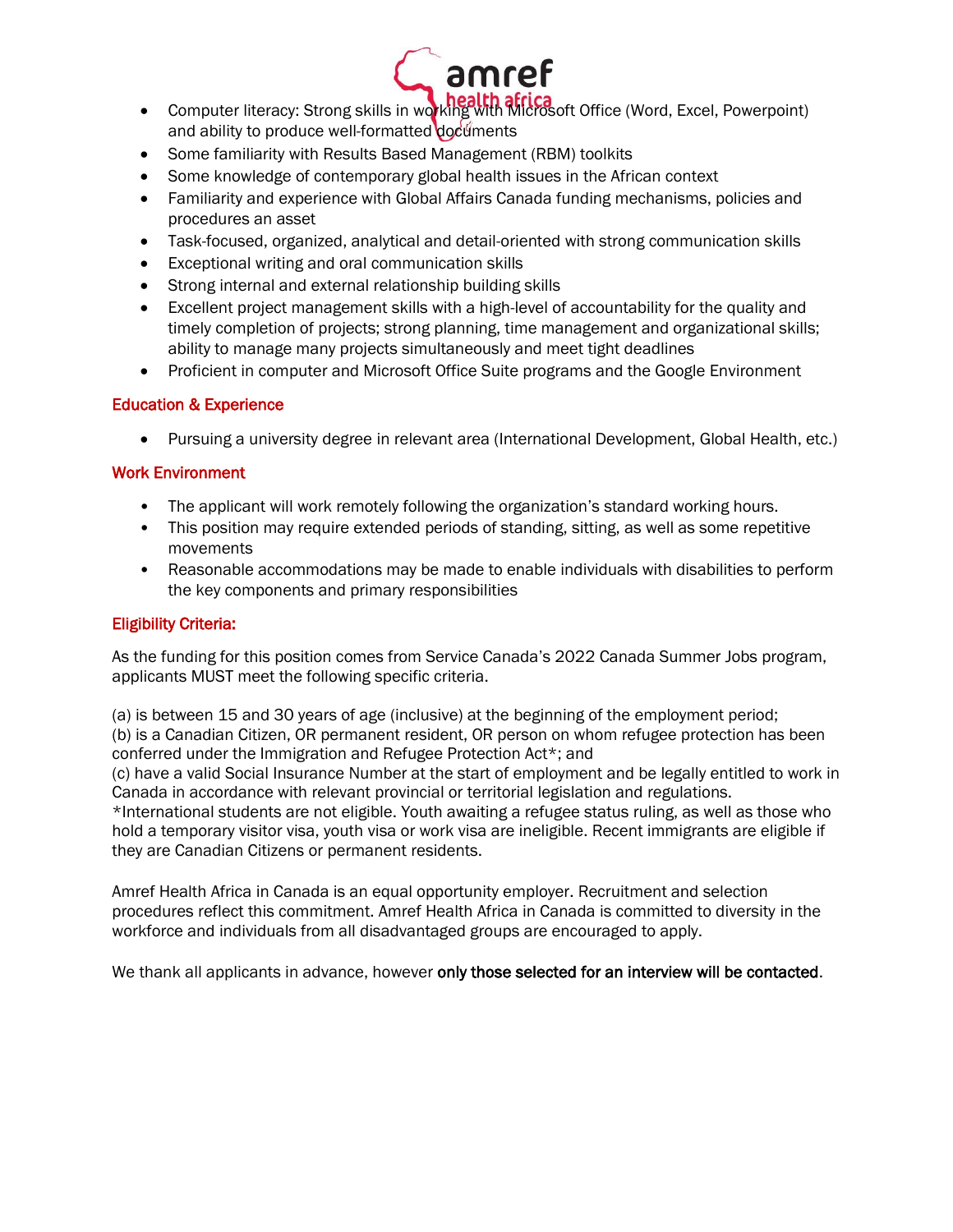- Computer literacy: Strong skills in working with Microsoft Office (Word, Excel, Powerpoint) and ability to produce well-formatted documents
- Some familiarity with Results Based Management (RBM) toolkits
- Some knowledge of contemporary global health issues in the African context
- Familiarity and experience with Global Affairs Canada funding mechanisms, policies and procedures an asset
- Task-focused, organized, analytical and detail-oriented with strong communication skills
- Exceptional writing and oral communication skills
- Strong internal and external relationship building skills
- Excellent project management skills with a high-level of accountability for the quality and timely completion of projects; strong planning, time management and organizational skills; ability to manage many projects simultaneously and meet tight deadlines
- Proficient in computer and Microsoft Office Suite programs and the Google Environment

### Education & Experience

- Pursuing a university degree in relevant area (International Development, Global Health, etc.)

### Work Environment

- The applicant will work remotely following the organization's standard working hours.
- This position may require extended periods of standing, sitting, as well as some repetitive movements
- Reasonable accommodations may be made to enable individuals with disabilities to perform the key components and primary responsibilities

### Eligibility Criteria:

As the funding for this position comes from Service Canada's 2022 Canada Summer Jobs program, applicants MUST meet the following specific criteria.

(a) is between 15 and 30 years of age (inclusive) at the beginning of the employment period;
(b) is a Canadian Citizen, OR permanent resident, OR person on whom refugee protection has been conferred under the Immigration and Refugee Protection Act*; and
(c) have a valid Social Insurance Number at the start of employment and be legally entitled to work in Canada in accordance with relevant provincial or territorial legislation and regulations.
*International students are not eligible. Youth awaiting a refugee status ruling, as well as those who hold a temporary visitor visa, youth visa or work visa are ineligible. Recent immigrants are eligible if they are Canadian Citizens or permanent residents.

Amref Health Africa in Canada is an equal opportunity employer. Recruitment and selection procedures reflect this commitment. Amref Health Africa in Canada is committed to diversity in the workforce and individuals from all disadvantaged groups are encouraged to apply.

We thank all applicants in advance, however **only those selected for an interview will be contacted**.